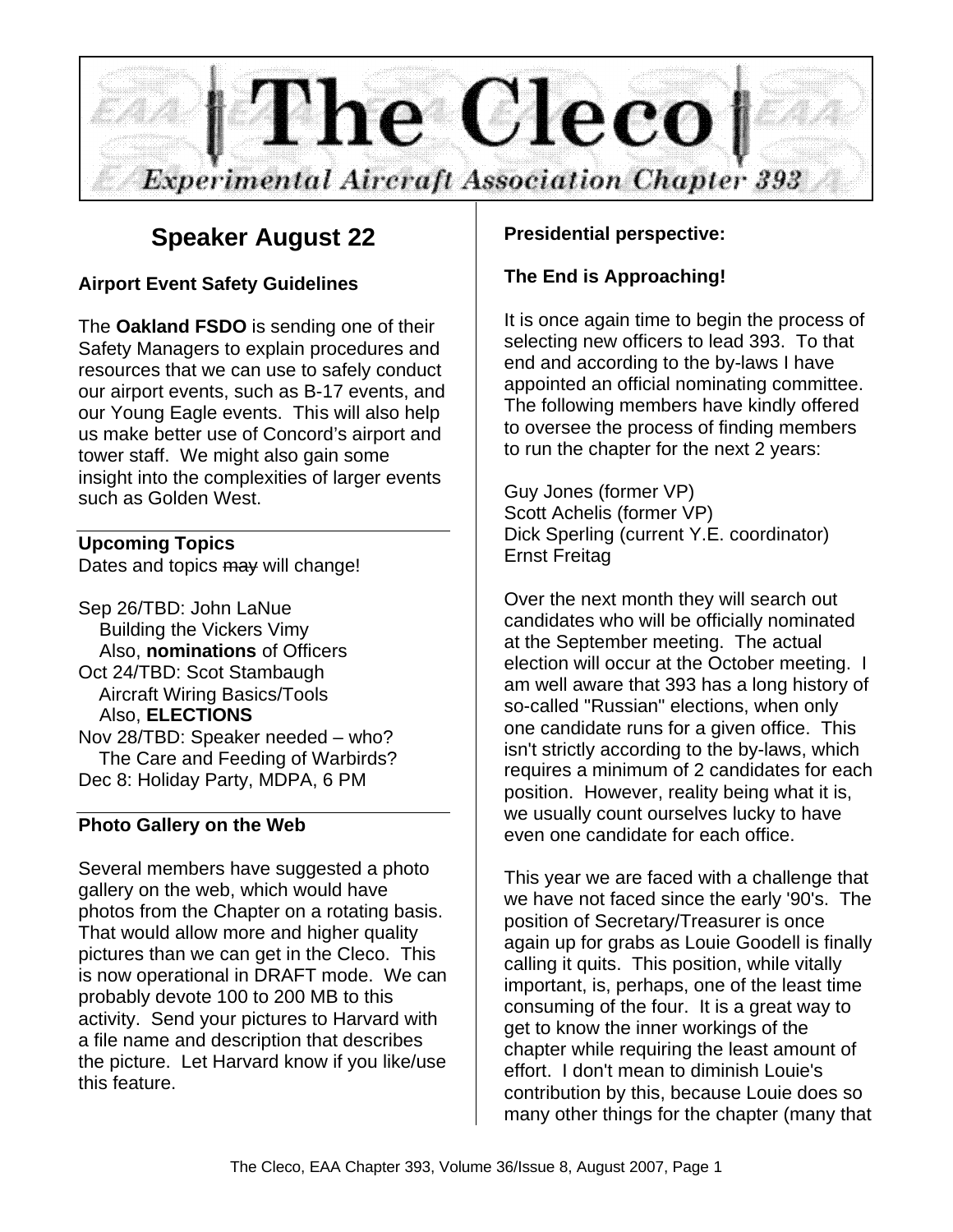# The Cleco

Experimental Aircraft Association Chapter 393

## Speaker August 22

### Airport Event Safety Guidelines

The **Oakland FSDO** is sending one of their Safety Managers to explain procedures and resources that we can use to safely conduct our airport events, such as B-17 events, and our Young Eagle events. This will also help us make better use of Concord's airport and tower staff. We might also gain some insight into the complexities of larger events such as Golden West.

---

### Upcoming Topics

Dates and topics ~~may~~ will change!

Sep 26/TBD: John LaNue
  Building the Vickers Vimy
  Also, **nominations** of Officers
Oct 24/TBD: Scot Stambaugh
  Aircraft Wiring Basics/Tools
  Also, **ELECTIONS**
Nov 28/TBD: Speaker needed – who?
  The Care and Feeding of Warbirds?
Dec 8: Holiday Party, MDPA, 6 PM

---

### Photo Gallery on the Web

Several members have suggested a photo gallery on the web, which would have photos from the Chapter on a rotating basis. That would allow more and higher quality pictures than we can get in the Cleco. This is now operational in DRAFT mode. We can probably devote 100 to 200 MB to this activity. Send your pictures to Harvard with a file name and description that describes the picture. Let Harvard know if you like/use this feature.

### Presidential perspective:

### The End is Approaching!

It is once again time to begin the process of selecting new officers to lead 393. To that end and according to the by-laws I have appointed an official nominating committee. The following members have kindly offered to oversee the process of finding members to run the chapter for the next 2 years:

Guy Jones (former VP)
Scott Achelis (former VP)
Dick Sperling (current Y.E. coordinator)
Ernst Freitag

Over the next month they will search out candidates who will be officially nominated at the September meeting. The actual election will occur at the October meeting. I am well aware that 393 has a long history of so-called "Russian" elections, when only one candidate runs for a given office. This isn't strictly according to the by-laws, which requires a minimum of 2 candidates for each position. However, reality being what it is, we usually count ourselves lucky to have even one candidate for each office.

This year we are faced with a challenge that we have not faced since the early '90's. The position of Secretary/Treasurer is once again up for grabs as Louie Goodell is finally calling it quits. This position, while vitally important, is, perhaps, one of the least time consuming of the four. It is a great way to get to know the inner workings of the chapter while requiring the least amount of effort. I don't mean to diminish Louie's contribution by this, because Louie does so many other things for the chapter (many that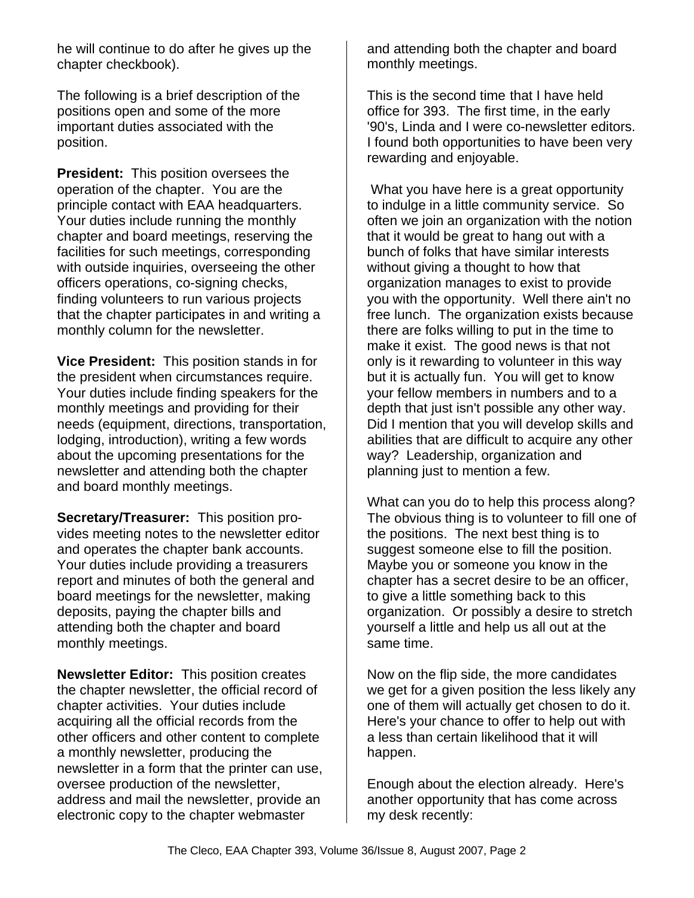he will continue to do after he gives up the chapter checkbook).

The following is a brief description of the positions open and some of the more important duties associated with the position.

**President:** This position oversees the operation of the chapter. You are the principle contact with EAA headquarters. Your duties include running the monthly chapter and board meetings, reserving the facilities for such meetings, corresponding with outside inquiries, overseeing the other officers operations, co-signing checks, finding volunteers to run various projects that the chapter participates in and writing a monthly column for the newsletter.

**Vice President:** This position stands in for the president when circumstances require. Your duties include finding speakers for the monthly meetings and providing for their needs (equipment, directions, transportation, lodging, introduction), writing a few words about the upcoming presentations for the newsletter and attending both the chapter and board monthly meetings.

**Secretary/Treasurer:** This position provides meeting notes to the newsletter editor and operates the chapter bank accounts. Your duties include providing a treasurers report and minutes of both the general and board meetings for the newsletter, making deposits, paying the chapter bills and attending both the chapter and board monthly meetings.

**Newsletter Editor:** This position creates the chapter newsletter, the official record of chapter activities. Your duties include acquiring all the official records from the other officers and other content to complete a monthly newsletter, producing the newsletter in a form that the printer can use, oversee production of the newsletter, address and mail the newsletter, provide an electronic copy to the chapter webmaster and attending both the chapter and board monthly meetings.

This is the second time that I have held office for 393. The first time, in the early '90's, Linda and I were co-newsletter editors. I found both opportunities to have been very rewarding and enjoyable.

What you have here is a great opportunity to indulge in a little community service. So often we join an organization with the notion that it would be great to hang out with a bunch of folks that have similar interests without giving a thought to how that organization manages to exist to provide you with the opportunity. Well there ain't no free lunch. The organization exists because there are folks willing to put in the time to make it exist. The good news is that not only is it rewarding to volunteer in this way but it is actually fun. You will get to know your fellow members in numbers and to a depth that just isn't possible any other way. Did I mention that you will develop skills and abilities that are difficult to acquire any other way? Leadership, organization and planning just to mention a few.

What can you do to help this process along? The obvious thing is to volunteer to fill one of the positions. The next best thing is to suggest someone else to fill the position. Maybe you or someone you know in the chapter has a secret desire to be an officer, to give a little something back to this organization. Or possibly a desire to stretch yourself a little and help us all out at the same time.

Now on the flip side, the more candidates we get for a given position the less likely any one of them will actually get chosen to do it. Here's your chance to offer to help out with a less than certain likelihood that it will happen.

Enough about the election already. Here's another opportunity that has come across my desk recently: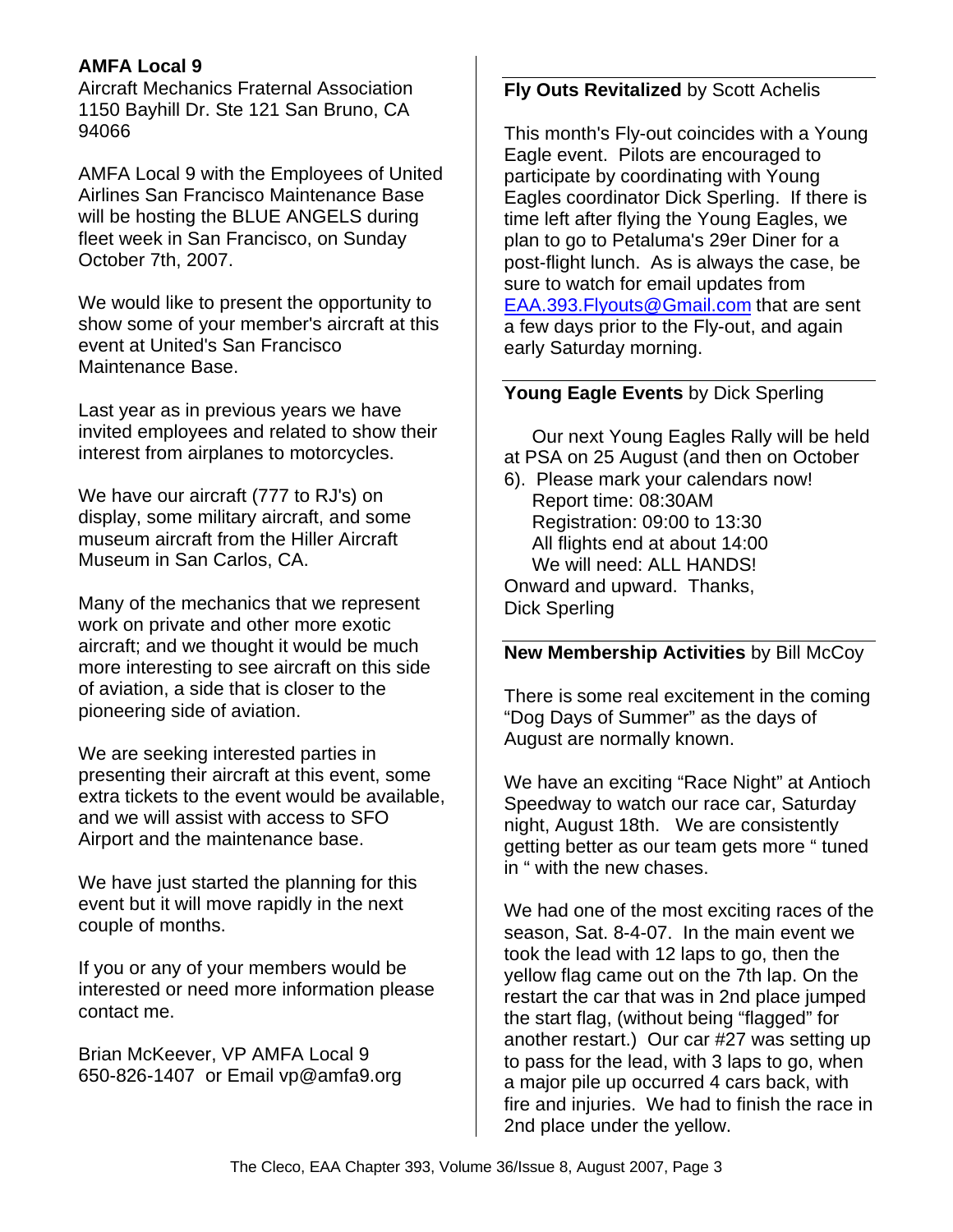## AMFA Local 9

Aircraft Mechanics Fraternal Association
1150 Bayhill Dr. Ste 121 San Bruno, CA 94066

AMFA Local 9 with the Employees of United Airlines San Francisco Maintenance Base will be hosting the BLUE ANGELS during fleet week in San Francisco, on Sunday October 7th, 2007.

We would like to present the opportunity to show some of your member's aircraft at this event at United's San Francisco Maintenance Base.

Last year as in previous years we have invited employees and related to show their interest from airplanes to motorcycles.

We have our aircraft (777 to RJ's) on display, some military aircraft, and some museum aircraft from the Hiller Aircraft Museum in San Carlos, CA.

Many of the mechanics that we represent work on private and other more exotic aircraft; and we thought it would be much more interesting to see aircraft on this side of aviation, a side that is closer to the pioneering side of aviation.

We are seeking interested parties in presenting their aircraft at this event, some extra tickets to the event would be available, and we will assist with access to SFO Airport and the maintenance base.

We have just started the planning for this event but it will move rapidly in the next couple of months.

If you or any of your members would be interested or need more information please contact me.

Brian McKeever, VP AMFA Local 9
650-826-1407 or Email vp@amfa9.org

## Fly Outs Revitalized by Scott Achelis

This month's Fly-out coincides with a Young Eagle event. Pilots are encouraged to participate by coordinating with Young Eagles coordinator Dick Sperling. If there is time left after flying the Young Eagles, we plan to go to Petaluma's 29er Diner for a post-flight lunch. As is always the case, be sure to watch for email updates from EAA.393.Flyouts@Gmail.com that are sent a few days prior to the Fly-out, and again early Saturday morning.

## Young Eagle Events by Dick Sperling

Our next Young Eagles Rally will be held at PSA on 25 August (and then on October 6). Please mark your calendars now!
Report time: 08:30AM
Registration: 09:00 to 13:30
All flights end at about 14:00
We will need: ALL HANDS!
Onward and upward. Thanks,
Dick Sperling

## New Membership Activities by Bill McCoy

There is some real excitement in the coming "Dog Days of Summer" as the days of August are normally known.

We have an exciting "Race Night" at Antioch Speedway to watch our race car, Saturday night, August 18th. We are consistently getting better as our team gets more " tuned in " with the new chases.

We had one of the most exciting races of the season, Sat. 8-4-07. In the main event we took the lead with 12 laps to go, then the yellow flag came out on the 7th lap. On the restart the car that was in 2nd place jumped the start flag, (without being "flagged" for another restart.) Our car #27 was setting up to pass for the lead, with 3 laps to go, when a major pile up occurred 4 cars back, with fire and injuries. We had to finish the race in 2nd place under the yellow.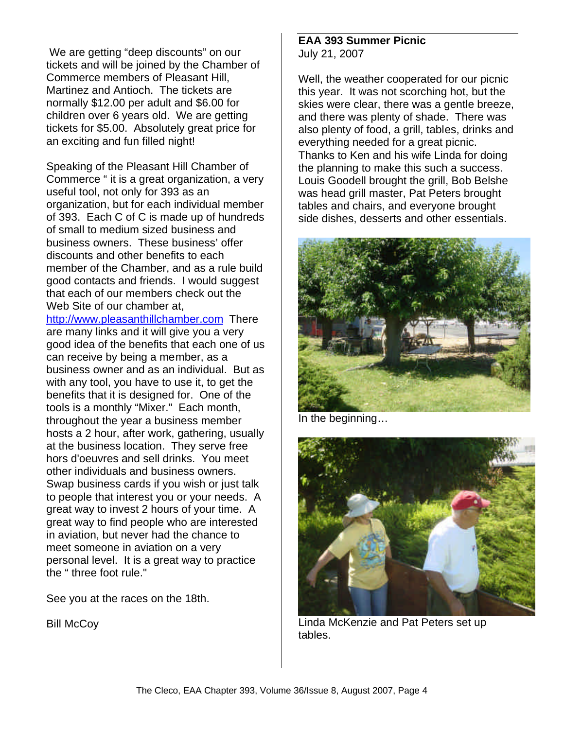We are getting "deep discounts" on our tickets and will be joined by the Chamber of Commerce members of Pleasant Hill, Martinez and Antioch. The tickets are normally $12.00 per adult and $6.00 for children over 6 years old. We are getting tickets for $5.00. Absolutely great price for an exciting and fun filled night!

Speaking of the Pleasant Hill Chamber of Commerce " it is a great organization, a very useful tool, not only for 393 as an organization, but for each individual member of 393. Each C of C is made up of hundreds of small to medium sized business and business owners. These business' offer discounts and other benefits to each member of the Chamber, and as a rule build good contacts and friends. I would suggest that each of our members check out the Web Site of our chamber at, http://www.pleasanthillchamber.com There are many links and it will give you a very good idea of the benefits that each one of us can receive by being a member, as a business owner and as an individual. But as with any tool, you have to use it, to get the benefits that it is designed for. One of the tools is a monthly "Mixer." Each month, throughout the year a business member hosts a 2 hour, after work, gathering, usually at the business location. They serve free hors d'oeuvres and sell drinks. You meet other individuals and business owners. Swap business cards if you wish or just talk to people that interest you or your needs. A great way to invest 2 hours of your time. A great way to find people who are interested in aviation, but never had the chance to meet someone in aviation on a very personal level. It is a great way to practice the " three foot rule."

See you at the races on the 18th.

Bill McCoy

**EAA 393 Summer Picnic**
July 21, 2007

Well, the weather cooperated for our picnic this year. It was not scorching hot, but the skies were clear, there was a gentle breeze, and there was plenty of shade. There was also plenty of food, a grill, tables, drinks and everything needed for a great picnic. Thanks to Ken and his wife Linda for doing the planning to make this such a success. Louis Goodell brought the grill, Bob Belshe was head grill master, Pat Peters brought tables and chairs, and everyone brought side dishes, desserts and other essentials.

In the beginning…

Linda McKenzie and Pat Peters set up tables.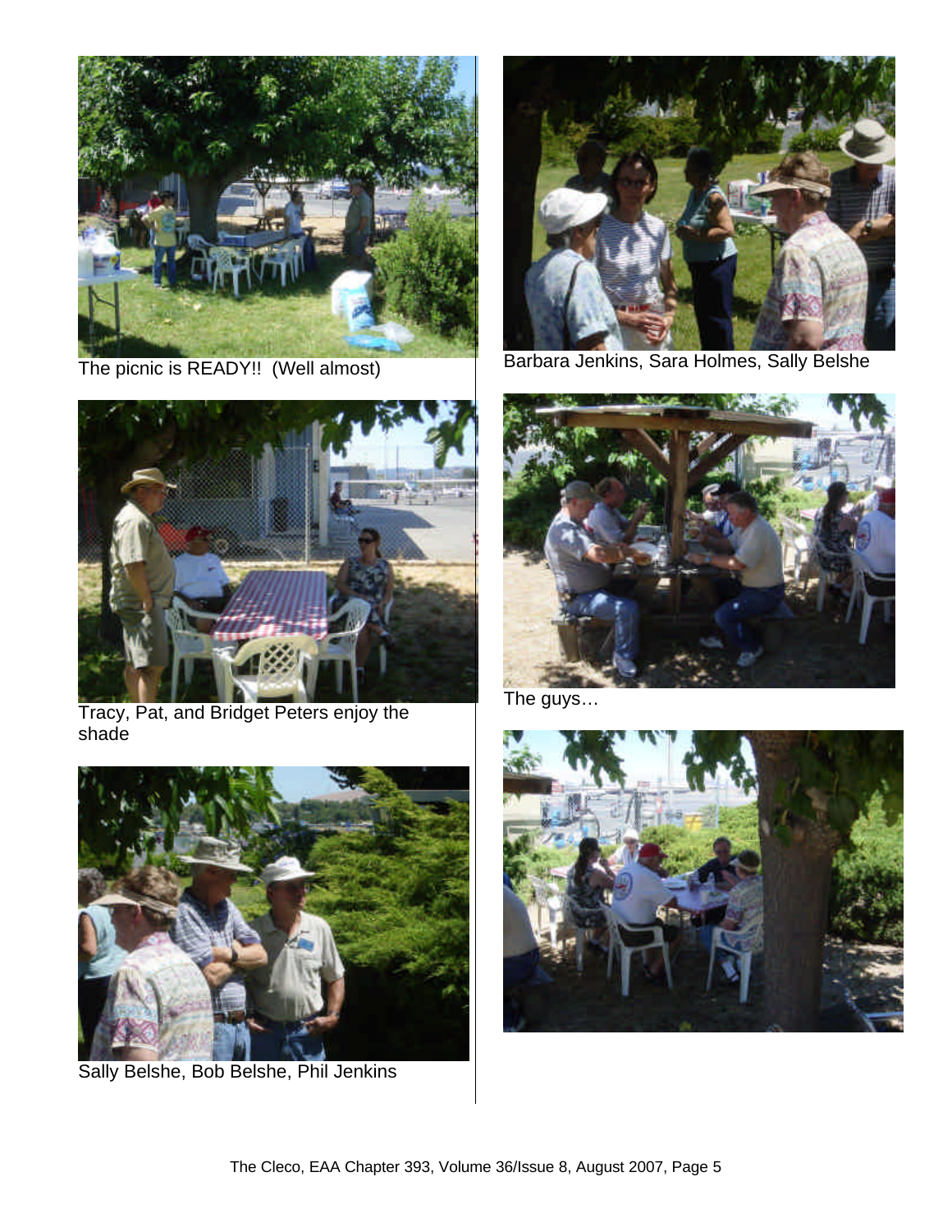The picnic is READY!! (Well almost)

Barbara Jenkins, Sara Holmes, Sally Belshe

Tracy, Pat, and Bridget Peters enjoy the shade

The guys…

Sally Belshe, Bob Belshe, Phil Jenkins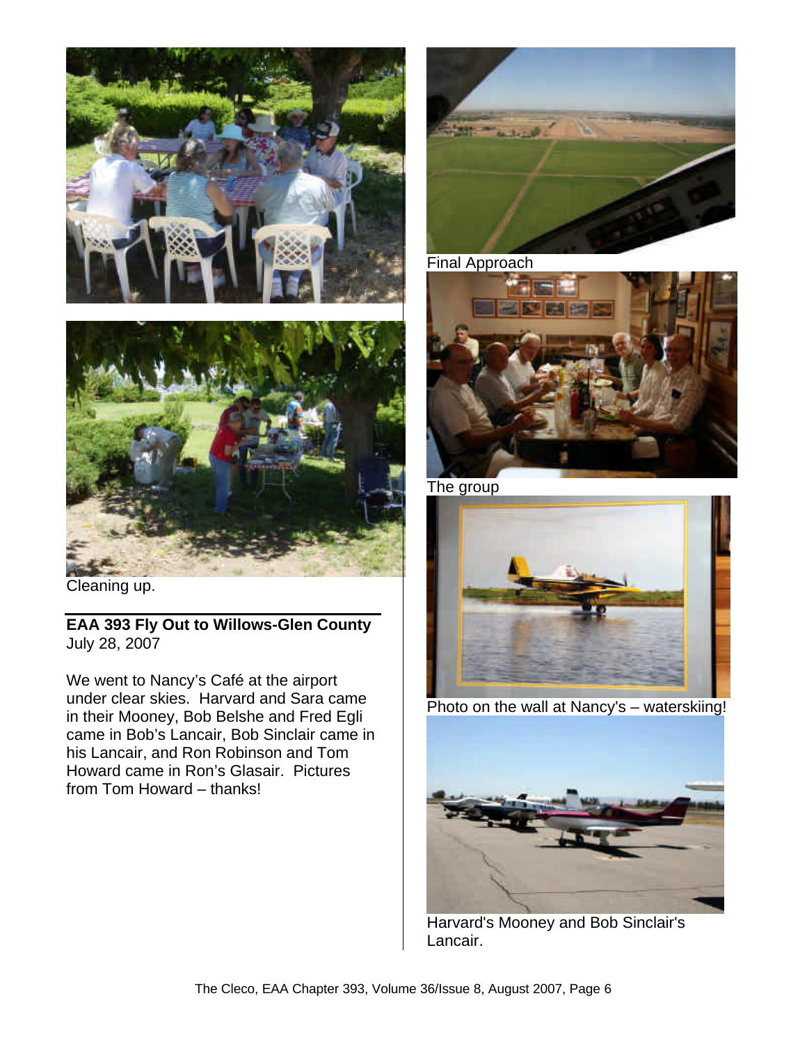Cleaning up.

**EAA 393 Fly Out to Willows-Glen County**
July 28, 2007

We went to Nancy's Café at the airport under clear skies. Harvard and Sara came in their Mooney, Bob Belshe and Fred Egli came in Bob's Lancair, Bob Sinclair came in his Lancair, and Ron Robinson and Tom Howard came in Ron's Glasair. Pictures from Tom Howard – thanks!

Final Approach

The group

Photo on the wall at Nancy's – waterskiing!

Harvard's Mooney and Bob Sinclair's Lancair.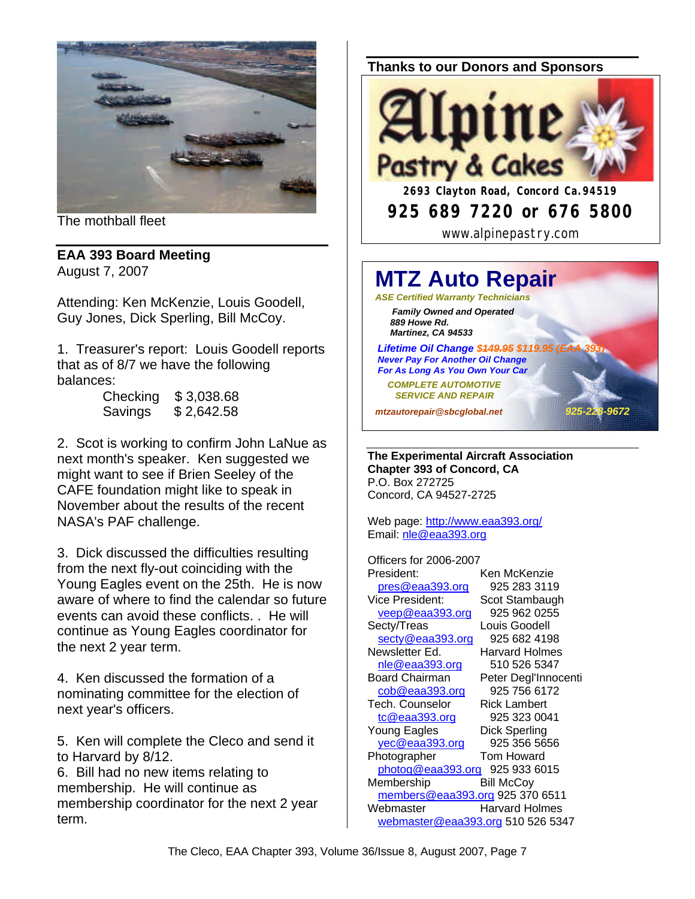The mothball fleet

## EAA 393 Board Meeting

August 7, 2007

Attending: Ken McKenzie, Louis Goodell, Guy Jones, Dick Sperling, Bill McCoy.

1. Treasurer's report: Louis Goodell reports that as of 8/7 we have the following balances:

| | |
|---|---|
| Checking | $ 3,038.68 |
| Savings | $ 2,642.58 |

2. Scot is working to confirm John LaNue as next month's speaker. Ken suggested we might want to see if Brien Seeley of the CAFE foundation might like to speak in November about the results of the recent NASA's PAF challenge.

3. Dick discussed the difficulties resulting from the next fly-out coinciding with the Young Eagles event on the 25th. He is now aware of where to find the calendar so future events can avoid these conflicts. . He will continue as Young Eagles coordinator for the next 2 year term.

4. Ken discussed the formation of a nominating committee for the election of next year's officers.

5. Ken will complete the Cleco and send it to Harvard by 8/12.

6. Bill had no new items relating to membership. He will continue as membership coordinator for the next 2 year term.

## Thanks to our Donors and Sponsors

**Alpine Pastry & Cakes**
2693 Clayton Road, Concord Ca.94519
925 689 7220 or 676 5800
www.alpinepastry.com

**MTZ Auto Repair**
*ASE Certified Warranty Technicians*
*Family Owned and Operated*
*889 Howe Rd.*
*Martinez, CA 94533*
*Lifetime Oil Change ~~$149.95~~ $119.95 (EAA 393)*
*Never Pay For Another Oil Change*
*For As Long As You Own Your Car*
*COMPLETE AUTOMOTIVE SERVICE AND REPAIR*
*mtzautorepair@sbcglobal.net* *925-228-9672*

**The Experimental Aircraft Association**
**Chapter 393 of Concord, CA**
P.O. Box 272725
Concord, CA 94527-2725

Web page: http://www.eaa393.org/
Email: nle@eaa393.org

Officers for 2006-2007

| | |
|---|---|
| President: pres@eaa393.org | Ken McKenzie 925 283 3119 |
| Vice President: veep@eaa393.org | Scot Stambaugh 925 962 0255 |
| Secty/Treas secty@eaa393.org | Louis Goodell 925 682 4198 |
| Newsletter Ed. nle@eaa393.org | Harvard Holmes 510 526 5347 |
| Board Chairman cob@eaa393.org | Peter Degl'Innocenti 925 756 6172 |
| Tech. Counselor tc@eaa393.org | Rick Lambert 925 323 0041 |
| Young Eagles yec@eaa393.org | Dick Sperling 925 356 5656 |
| Photographer photog@eaa393.org | Tom Howard 925 933 6015 |
| Membership members@eaa393.org | Bill McCoy 925 370 6511 |
| Webmaster webmaster@eaa393.org | Harvard Holmes 510 526 5347 |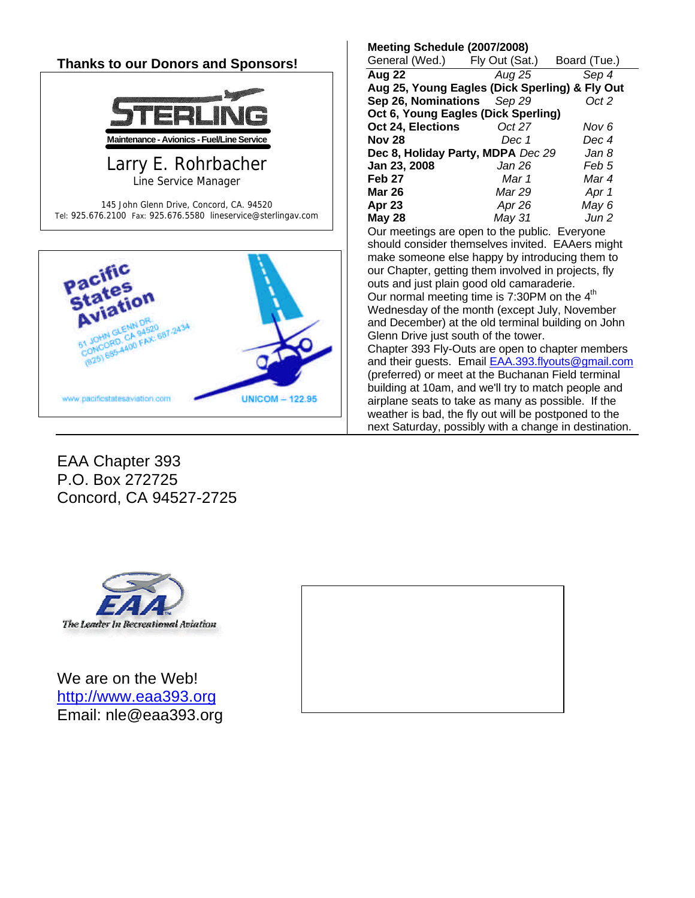## Thanks to our Donors and Sponsors!

STERLING

Maintenance - Avionics - Fuel/Line Service

Larry E. Rohrbacher

Line Service Manager

145 John Glenn Drive, Concord, CA. 94520

Tel: 925.676.2100 Fax: 925.676.5580 lineservice@sterlingav.com

Pacific States Aviation

51 JOHN GLENN DR.
CONCORD, CA 94520
(925) 685-4400 FAX: 687-2434

www.pacificstatesaviation.com

UNICOM – 122.95

**Meeting Schedule (2007/2008)**

| General (Wed.) | Fly Out (Sat.) | Board (Tue.) |
|---|---|---|
| **Aug 22** | *Aug 25* | *Sep 4* |
| **Aug 25, Young Eagles (Dick Sperling) & Fly Out** | | |
| **Sep 26, Nominations** | *Sep 29* | *Oct 2* |
| **Oct 6, Young Eagles (Dick Sperling)** | | |
| **Oct 24, Elections** | *Oct 27* | *Nov 6* |
| **Nov 28** | *Dec 1* | *Dec 4* |
| **Dec 8, Holiday Party, MDPA** | *Dec 29* | *Jan 8* |
| **Jan 23, 2008** | *Jan 26* | *Feb 5* |
| **Feb 27** | *Mar 1* | *Mar 4* |
| **Mar 26** | *Mar 29* | *Apr 1* |
| **Apr 23** | *Apr 26* | *May 6* |
| **May 28** | *May 31* | *Jun 2* |

Our meetings are open to the public. Everyone should consider themselves invited. EAAers might make someone else happy by introducing them to our Chapter, getting them involved in projects, fly outs and just plain good old camaraderie.

Our normal meeting time is 7:30PM on the 4th Wednesday of the month (except July, November and December) at the old terminal building on John Glenn Drive just south of the tower.

Chapter 393 Fly-Outs are open to chapter members and their guests. Email EAA.393.flyouts@gmail.com (preferred) or meet at the Buchanan Field terminal building at 10am, and we'll try to match people and airplane seats to take as many as possible. If the weather is bad, the fly out will be postponed to the next Saturday, possibly with a change in destination.

EAA Chapter 393
P.O. Box 272725
Concord, CA 94527-2725

EAA
The Leader In Recreational Aviation

We are on the Web!
http://www.eaa393.org
Email: nle@eaa393.org